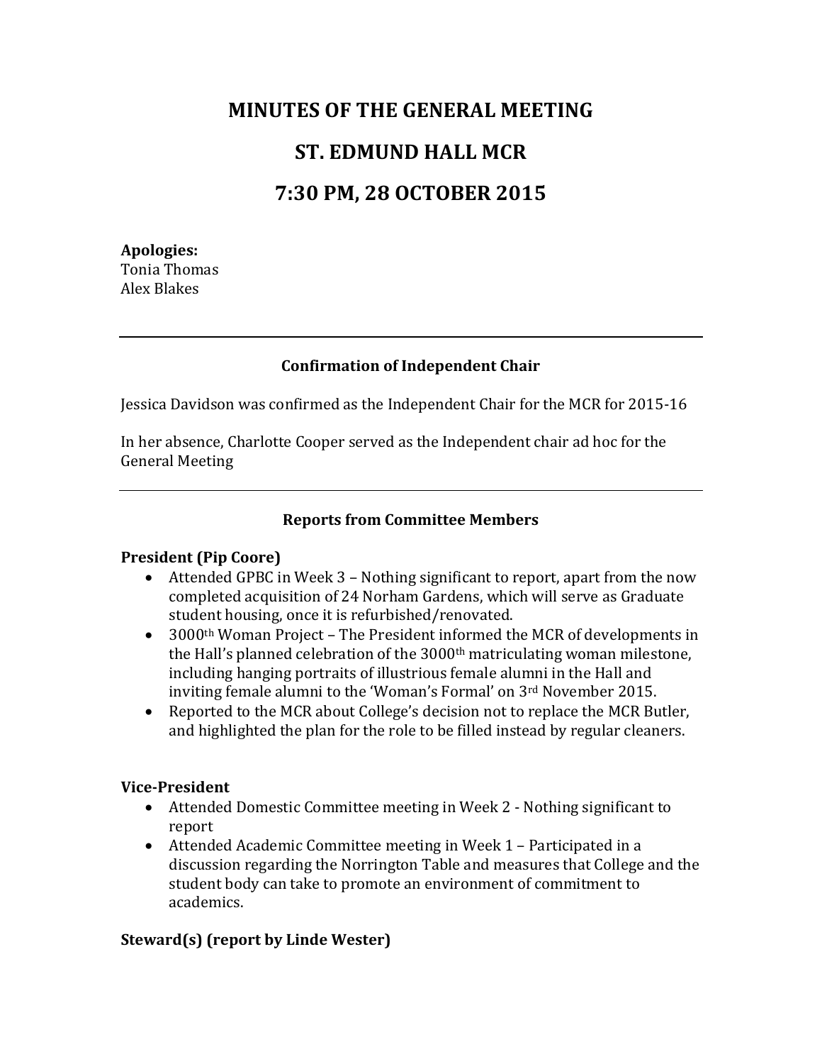# MINUTES OF THE GENERAL MEETING

# ST. EDMUND HALL MCR

# 7:30 PM, 28 OCTOBER 2015

**Apologies:**
Tonia Thomas
Alex Blakes

---

### Confirmation of Independent Chair

Jessica Davidson was confirmed as the Independent Chair for the MCR for 2015-16

In her absence, Charlotte Cooper served as the Independent chair ad hoc for the General Meeting

---

### Reports from Committee Members

**President (Pip Coore)**

- Attended GPBC in Week 3 – Nothing significant to report, apart from the now completed acquisition of 24 Norham Gardens, which will serve as Graduate student housing, once it is refurbished/renovated.
- 3000th Woman Project – The President informed the MCR of developments in the Hall's planned celebration of the 3000th matriculating woman milestone, including hanging portraits of illustrious female alumni in the Hall and inviting female alumni to the 'Woman's Formal' on 3rd November 2015.
- Reported to the MCR about College's decision not to replace the MCR Butler, and highlighted the plan for the role to be filled instead by regular cleaners.

**Vice-President**

- Attended Domestic Committee meeting in Week 2 - Nothing significant to report
- Attended Academic Committee meeting in Week 1 – Participated in a discussion regarding the Norrington Table and measures that College and the student body can take to promote an environment of commitment to academics.

**Steward(s) (report by Linde Wester)**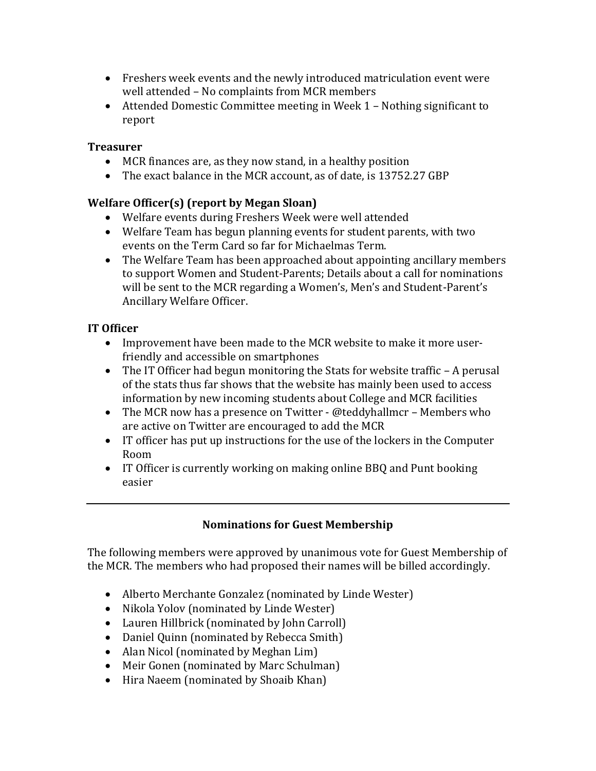- Freshers week events and the newly introduced matriculation event were well attended – No complaints from MCR members
- Attended Domestic Committee meeting in Week 1 – Nothing significant to report

**Treasurer**

- MCR finances are, as they now stand, in a healthy position
- The exact balance in the MCR account, as of date, is 13752.27 GBP

**Welfare Officer(s) (report by Megan Sloan)**

- Welfare events during Freshers Week were well attended
- Welfare Team has begun planning events for student parents, with two events on the Term Card so far for Michaelmas Term.
- The Welfare Team has been approached about appointing ancillary members to support Women and Student-Parents; Details about a call for nominations will be sent to the MCR regarding a Women's, Men's and Student-Parent's Ancillary Welfare Officer.

**IT Officer**

- Improvement have been made to the MCR website to make it more user-friendly and accessible on smartphones
- The IT Officer had begun monitoring the Stats for website traffic – A perusal of the stats thus far shows that the website has mainly been used to access information by new incoming students about College and MCR facilities
- The MCR now has a presence on Twitter - @teddyhallmcr – Members who are active on Twitter are encouraged to add the MCR
- IT officer has put up instructions for the use of the lockers in the Computer Room
- IT Officer is currently working on making online BBQ and Punt booking easier

---

**Nominations for Guest Membership**

The following members were approved by unanimous vote for Guest Membership of the MCR. The members who had proposed their names will be billed accordingly.

- Alberto Merchante Gonzalez (nominated by Linde Wester)
- Nikola Yolov (nominated by Linde Wester)
- Lauren Hillbrick (nominated by John Carroll)
- Daniel Quinn (nominated by Rebecca Smith)
- Alan Nicol (nominated by Meghan Lim)
- Meir Gonen (nominated by Marc Schulman)
- Hira Naeem (nominated by Shoaib Khan)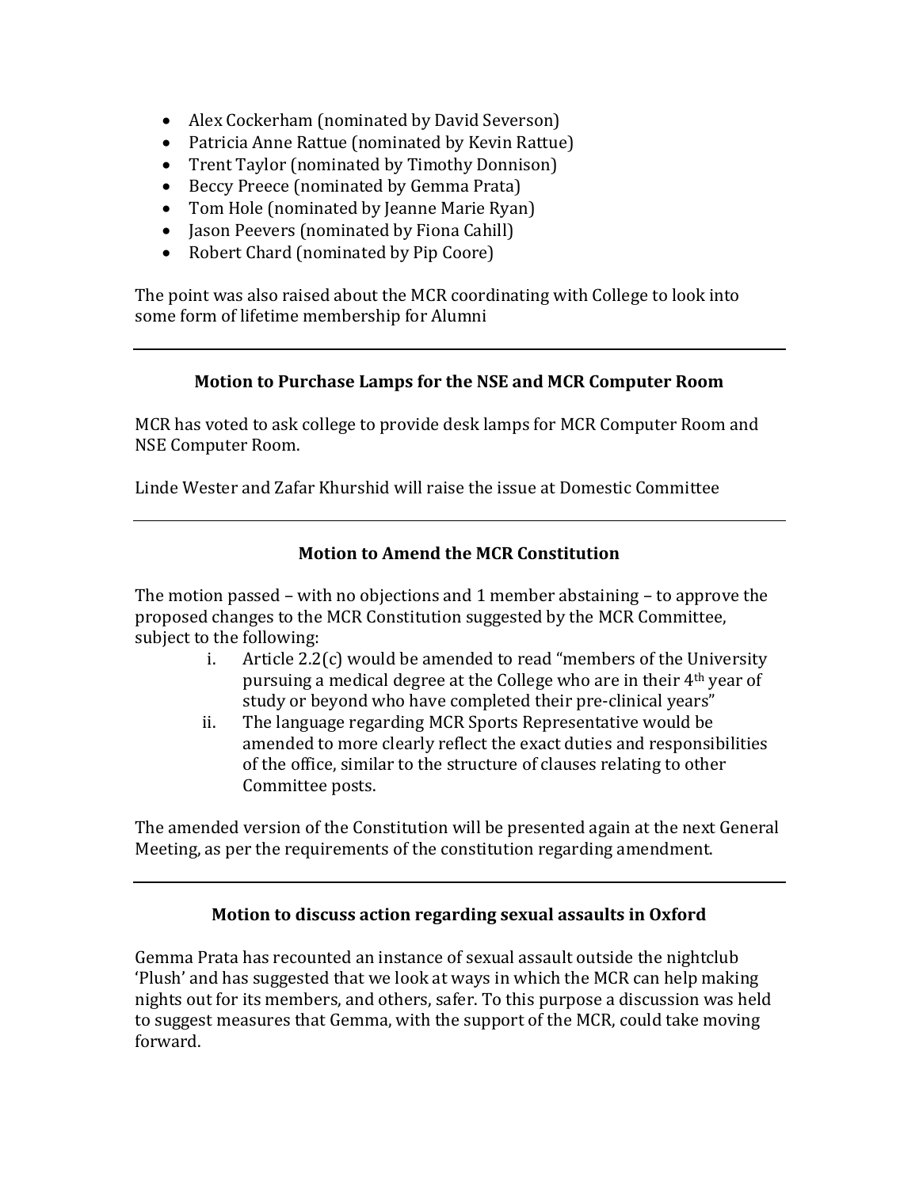- Alex Cockerham (nominated by David Severson)
- Patricia Anne Rattue (nominated by Kevin Rattue)
- Trent Taylor (nominated by Timothy Donnison)
- Beccy Preece (nominated by Gemma Prata)
- Tom Hole (nominated by Jeanne Marie Ryan)
- Jason Peevers (nominated by Fiona Cahill)
- Robert Chard (nominated by Pip Coore)

The point was also raised about the MCR coordinating with College to look into some form of lifetime membership for Alumni

---

**Motion to Purchase Lamps for the NSE and MCR Computer Room**

MCR has voted to ask college to provide desk lamps for MCR Computer Room and NSE Computer Room.

Linde Wester and Zafar Khurshid will raise the issue at Domestic Committee

---

**Motion to Amend the MCR Constitution**

The motion passed – with no objections and 1 member abstaining – to approve the proposed changes to the MCR Constitution suggested by the MCR Committee, subject to the following:

i. Article 2.2(c) would be amended to read "members of the University pursuing a medical degree at the College who are in their 4th year of study or beyond who have completed their pre-clinical years"
ii. The language regarding MCR Sports Representative would be amended to more clearly reflect the exact duties and responsibilities of the office, similar to the structure of clauses relating to other Committee posts.

The amended version of the Constitution will be presented again at the next General Meeting, as per the requirements of the constitution regarding amendment.

---

**Motion to discuss action regarding sexual assaults in Oxford**

Gemma Prata has recounted an instance of sexual assault outside the nightclub 'Plush' and has suggested that we look at ways in which the MCR can help making nights out for its members, and others, safer. To this purpose a discussion was held to suggest measures that Gemma, with the support of the MCR, could take moving forward.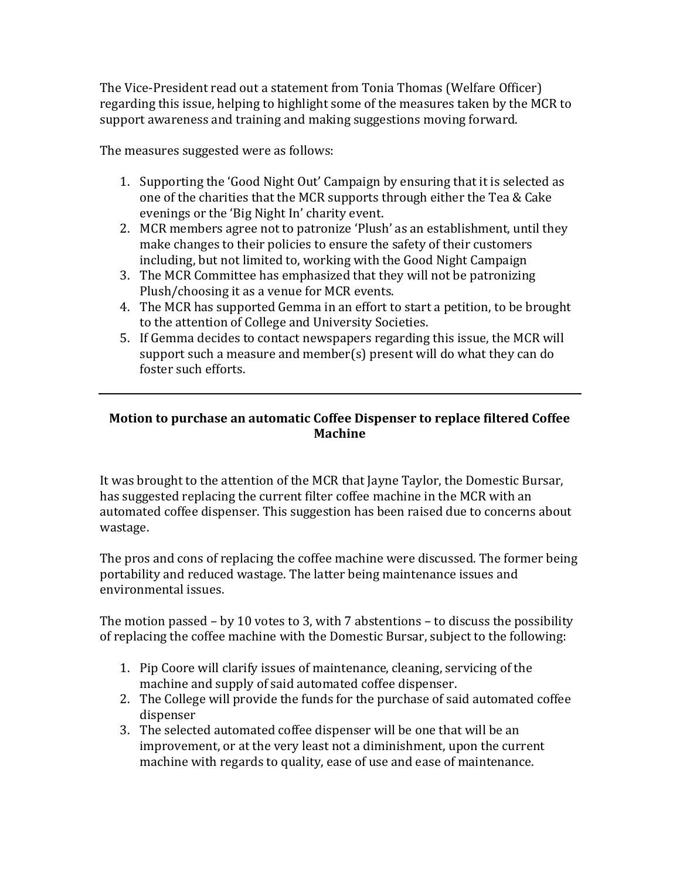The Vice-President read out a statement from Tonia Thomas (Welfare Officer) regarding this issue, helping to highlight some of the measures taken by the MCR to support awareness and training and making suggestions moving forward.

The measures suggested were as follows:

1. Supporting the 'Good Night Out' Campaign by ensuring that it is selected as one of the charities that the MCR supports through either the Tea & Cake evenings or the 'Big Night In' charity event.
2. MCR members agree not to patronize 'Plush' as an establishment, until they make changes to their policies to ensure the safety of their customers including, but not limited to, working with the Good Night Campaign
3. The MCR Committee has emphasized that they will not be patronizing Plush/choosing it as a venue for MCR events.
4. The MCR has supported Gemma in an effort to start a petition, to be brought to the attention of College and University Societies.
5. If Gemma decides to contact newspapers regarding this issue, the MCR will support such a measure and member(s) present will do what they can do foster such efforts.

---

**Motion to purchase an automatic Coffee Dispenser to replace filtered Coffee Machine**

It was brought to the attention of the MCR that Jayne Taylor, the Domestic Bursar, has suggested replacing the current filter coffee machine in the MCR with an automated coffee dispenser. This suggestion has been raised due to concerns about wastage.

The pros and cons of replacing the coffee machine were discussed. The former being portability and reduced wastage. The latter being maintenance issues and environmental issues.

The motion passed – by 10 votes to 3, with 7 abstentions – to discuss the possibility of replacing the coffee machine with the Domestic Bursar, subject to the following:

1. Pip Coore will clarify issues of maintenance, cleaning, servicing of the machine and supply of said automated coffee dispenser.
2. The College will provide the funds for the purchase of said automated coffee dispenser
3. The selected automated coffee dispenser will be one that will be an improvement, or at the very least not a diminishment, upon the current machine with regards to quality, ease of use and ease of maintenance.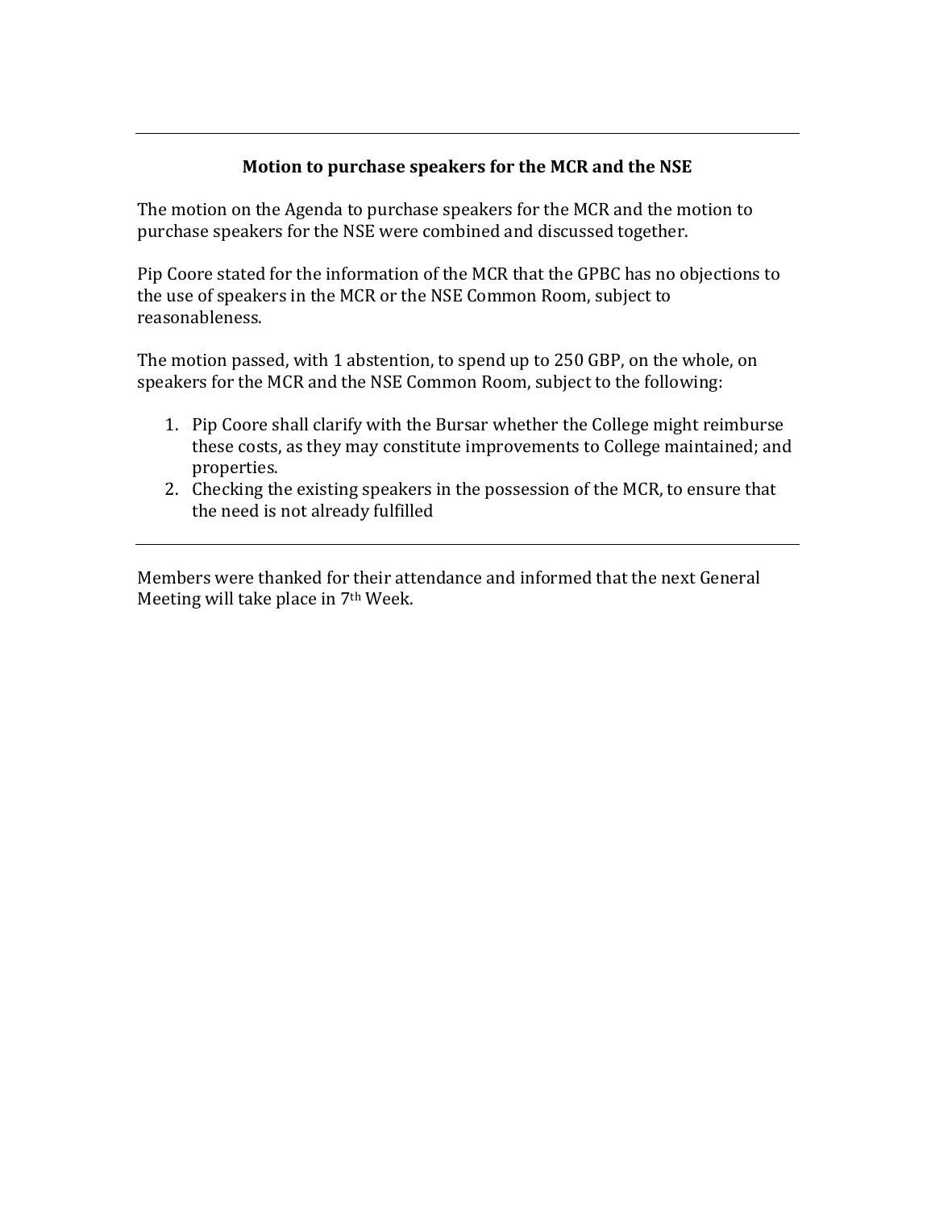---

**Motion to purchase speakers for the MCR and the NSE**

The motion on the Agenda to purchase speakers for the MCR and the motion to purchase speakers for the NSE were combined and discussed together.

Pip Coore stated for the information of the MCR that the GPBC has no objections to the use of speakers in the MCR or the NSE Common Room, subject to reasonableness.

The motion passed, with 1 abstention, to spend up to 250 GBP, on the whole, on speakers for the MCR and the NSE Common Room, subject to the following:

1. Pip Coore shall clarify with the Bursar whether the College might reimburse these costs, as they may constitute improvements to College maintained; and properties.
2. Checking the existing speakers in the possession of the MCR, to ensure that the need is not already fulfilled

---

Members were thanked for their attendance and informed that the next General Meeting will take place in 7th Week.